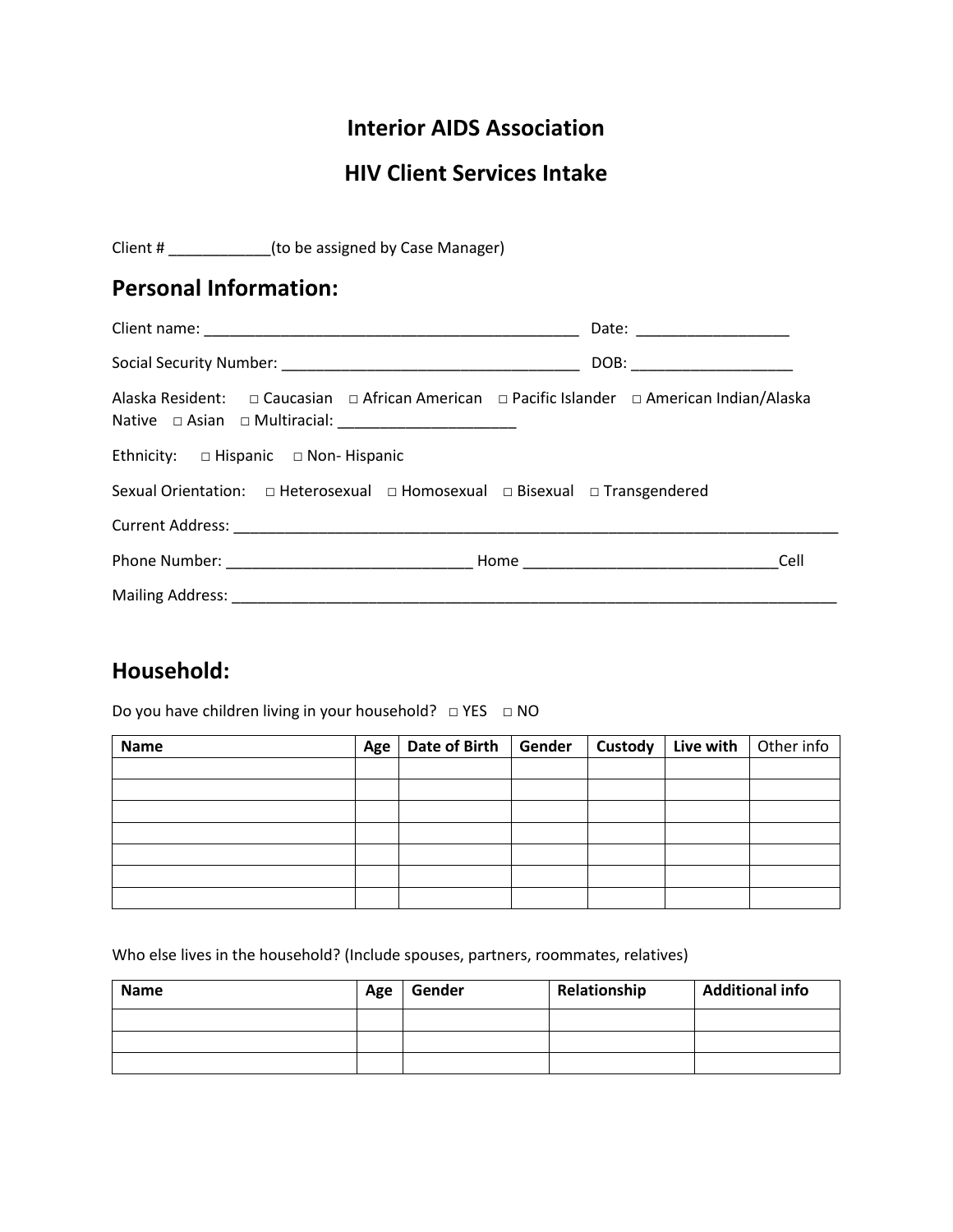# Interior AIDS Association

# HIV Client Services Intake

Client # ____________(to be assigned by Case Manager)

## Personal Information:

Client name: ______________________________________________ Date: __________________

Social Security Number: ____________________________________ DOB: ___________________

Alaska Resident: □ Caucasian □ African American □ Pacific Islander □ American Indian/Alaska Native □ Asian □ Multiracial: _____________________

Ethnicity: □ Hispanic □ Non- Hispanic

Sexual Orientation: □ Heterosexual □ Homosexual □ Bisexual □ Transgendered

Current Address: ___________________________________________________________________________

Phone Number: _____________________________ Home ______________________________Cell

Mailing Address: ___________________________________________________________________________

## Household:

Do you have children living in your household? □ YES □ NO

| Name | Age | Date of Birth | Gender | Custody | Live with | Other info |
|---|---|---|---|---|---|---|
| | | | | | | |
| | | | | | | |
| | | | | | | |
| | | | | | | |
| | | | | | | |
| | | | | | | |
| | | | | | | |

Who else lives in the household? (Include spouses, partners, roommates, relatives)

| Name | Age | Gender | Relationship | Additional info |
|---|---|---|---|---|
| | | | | |
| | | | | |
| | | | | |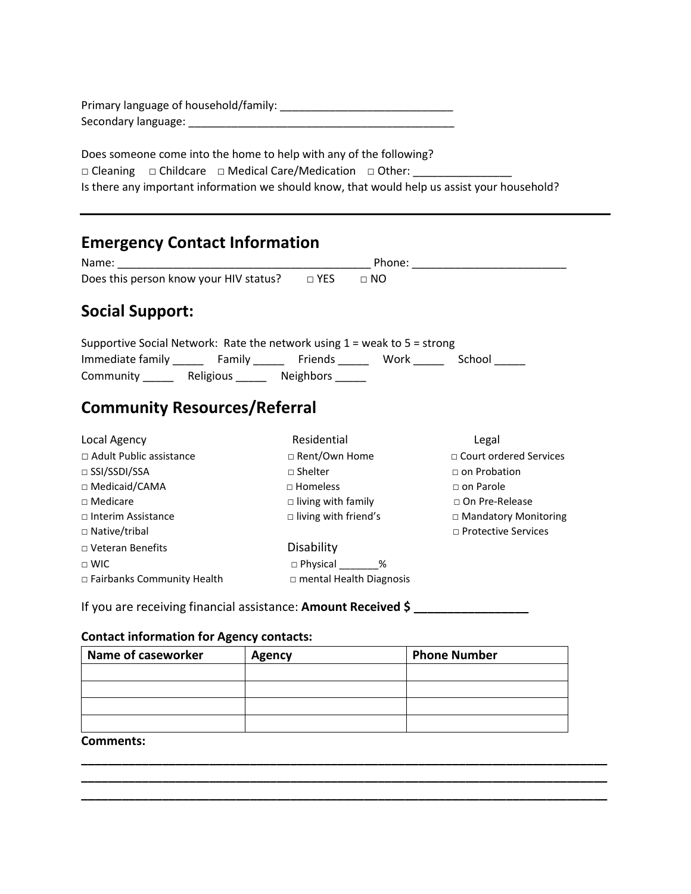Primary language of household/family: ____________________________
Secondary language: ____________________________________________

Does someone come into the home to help with any of the following?

□ Cleaning □ Childcare □ Medical Care/Medication □ Other: ________________

Is there any important information we should know, that would help us assist your household?

---

## Emergency Contact Information

Name: _________________________________________ Phone: _________________________

Does this person know your HIV status? □ YES □ NO

## Social Support:

Supportive Social Network: Rate the network using 1 = weak to 5 = strong

Immediate family _____ Family _____ Friends _____ Work _____ School _____

Community _____ Religious _____ Neighbors _____

## Community Resources/Referral

Local Agency

- □ Adult Public assistance
- □ SSI/SSDI/SSA
- □ Medicaid/CAMA
- □ Medicare
- □ Interim Assistance
- □ Native/tribal
- □ Veteran Benefits
- □ WIC
- □ Fairbanks Community Health

Residential

- □ Rent/Own Home
- □ Shelter
- □ Homeless
- □ living with family
- □ living with friend's

Disability

- □ Physical _______%
- □ mental Health Diagnosis

Legal

- □ Court ordered Services
- □ on Probation
- □ on Parole
- □ On Pre-Release
- □ Mandatory Monitoring
- □ Protective Services

If you are receiving financial assistance: **Amount Received $ _________________**

**Contact information for Agency contacts:**

| Name of caseworker | Agency | Phone Number |
|---|---|---|
| | | |
| | | |
| | | |
| | | |

**Comments:**

______________________________________________________________________________
______________________________________________________________________________
______________________________________________________________________________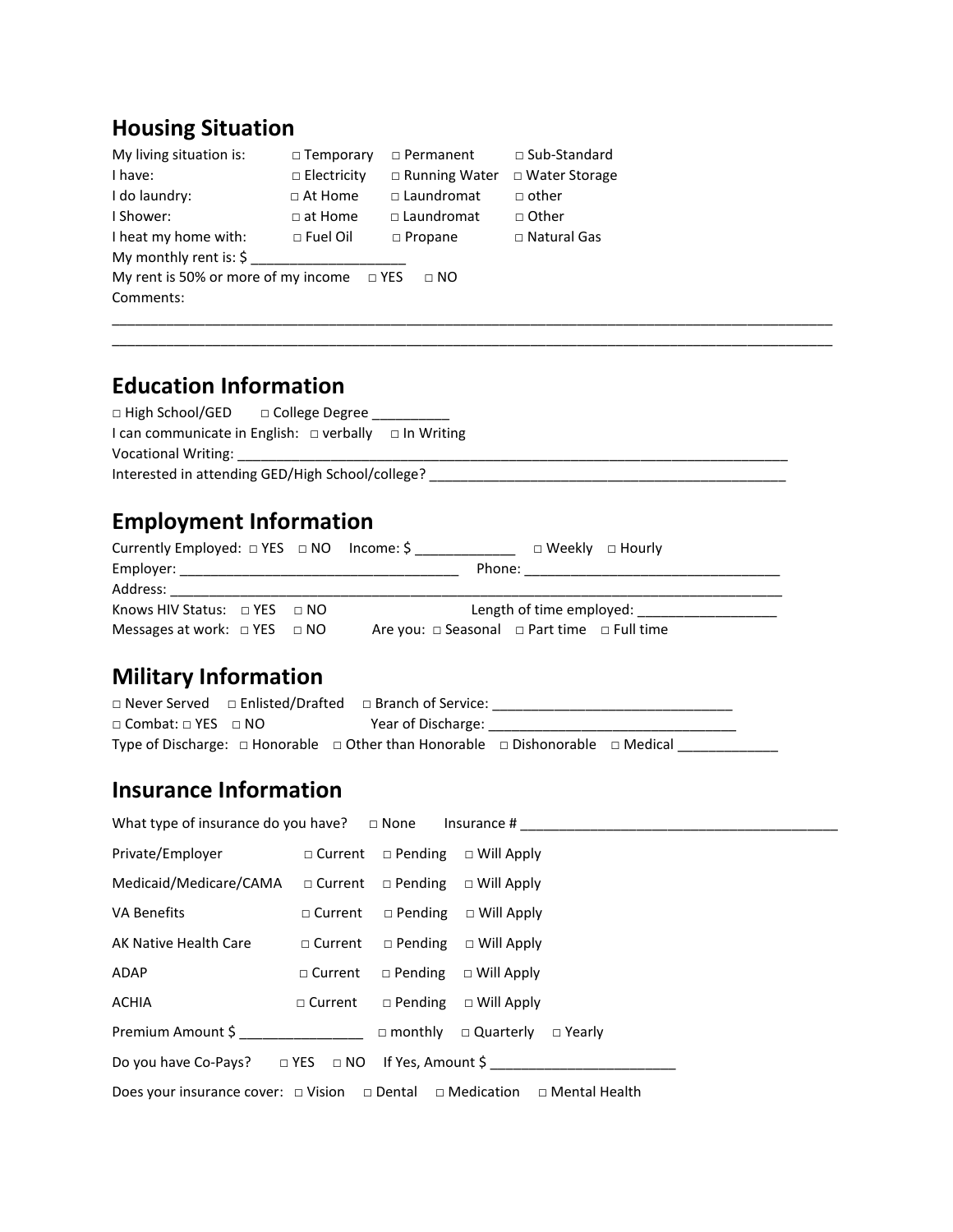## Housing Situation

My living situation is: □ Temporary □ Permanent □ Sub-Standard

I have: □ Electricity □ Running Water □ Water Storage

I do laundry: □ At Home □ Laundromat □ other

I Shower: □ at Home □ Laundromat □ Other

I heat my home with: □ Fuel Oil □ Propane □ Natural Gas

My monthly rent is: $ ____________________

My rent is 50% or more of my income □ YES □ NO

Comments:

______________________________________________________________________________________________

______________________________________________________________________________________________

## Education Information

□ High School/GED □ College Degree __________

I can communicate in English: □ verbally □ In Writing

Vocational Writing: ______________________________________________________________________________

Interested in attending GED/High School/college? ________________________________________________

## Employment Information

Currently Employed: □ YES □ NO Income: $ _____________ □ Weekly □ Hourly

Employer: _____________________________________ Phone: __________________________________

Address: ______________________________________________________________________________________

Knows HIV Status: □ YES □ NO Length of time employed: __________________

Messages at work: □ YES □ NO Are you: □ Seasonal □ Part time □ Full time

## Military Information

□ Never Served □ Enlisted/Drafted □ Branch of Service: _______________________________

□ Combat: □ YES □ NO Year of Discharge: ________________________________

Type of Discharge: □ Honorable □ Other than Honorable □ Dishonorable □ Medical _____________

## Insurance Information

What type of insurance do you have? □ None Insurance # __________________________________________

Private/Employer □ Current □ Pending □ Will Apply

Medicaid/Medicare/CAMA □ Current □ Pending □ Will Apply

VA Benefits □ Current □ Pending □ Will Apply

AK Native Health Care □ Current □ Pending □ Will Apply

ADAP □ Current □ Pending □ Will Apply

ACHIA □ Current □ Pending □ Will Apply

Premium Amount $ ________________ □ monthly □ Quarterly □ Yearly

Do you have Co-Pays? □ YES □ NO If Yes, Amount $ ________________________

Does your insurance cover: □ Vision □ Dental □ Medication □ Mental Health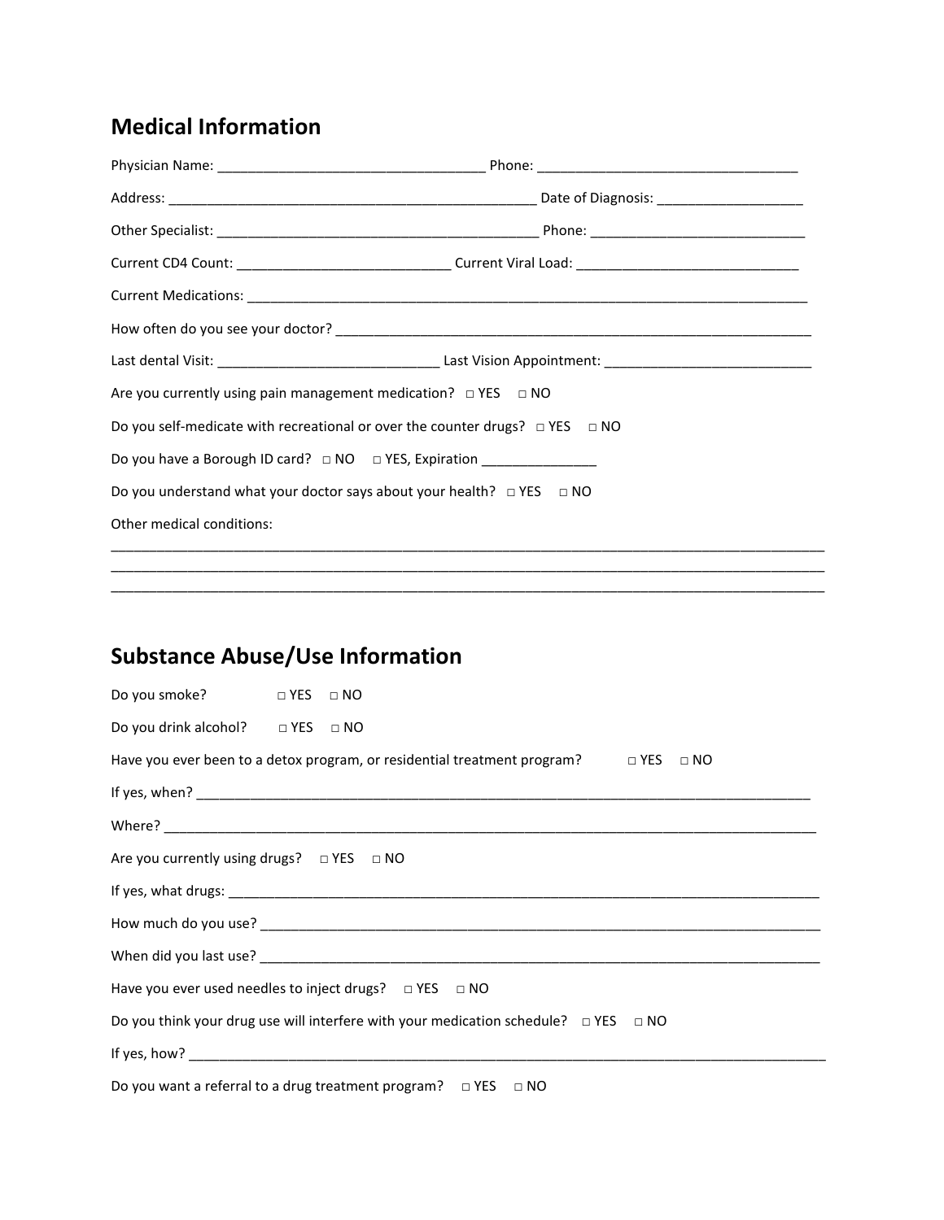## Medical Information

Physician Name: ___________________________________ Phone: __________________________________

Address: _________________________________________________ Date of Diagnosis: ___________________

Other Specialist: __________________________________________ Phone: ____________________________

Current CD4 Count: ____________________________ Current Viral Load: _____________________________

Current Medications: ___________________________________________________________________________

How often do you see your doctor? _________________________________________________________________

Last dental Visit: _____________________________ Last Vision Appointment: ___________________________

Are you currently using pain management medication? □ YES □ NO

Do you self-medicate with recreational or over the counter drugs? □ YES □ NO

Do you have a Borough ID card? □ NO □ YES, Expiration _______________

Do you understand what your doctor says about your health? □ YES □ NO

Other medical conditions:

_____________________________________________________________________________________________

_____________________________________________________________________________________________

_____________________________________________________________________________________________

## Substance Abuse/Use Information

Do you smoke? □ YES □ NO

Do you drink alcohol? □ YES □ NO

Have you ever been to a detox program, or residential treatment program? □ YES □ NO

If yes, when? _______________________________________________________________________________

Where? _____________________________________________________________________________________

Are you currently using drugs? □ YES □ NO

If yes, what drugs: ___________________________________________________________________________

How much do you use? _________________________________________________________________________

When did you last use? ________________________________________________________________________

Have you ever used needles to inject drugs? □ YES □ NO

Do you think your drug use will interfere with your medication schedule? □ YES □ NO

If yes, how? ________________________________________________________________________________

Do you want a referral to a drug treatment program? □ YES □ NO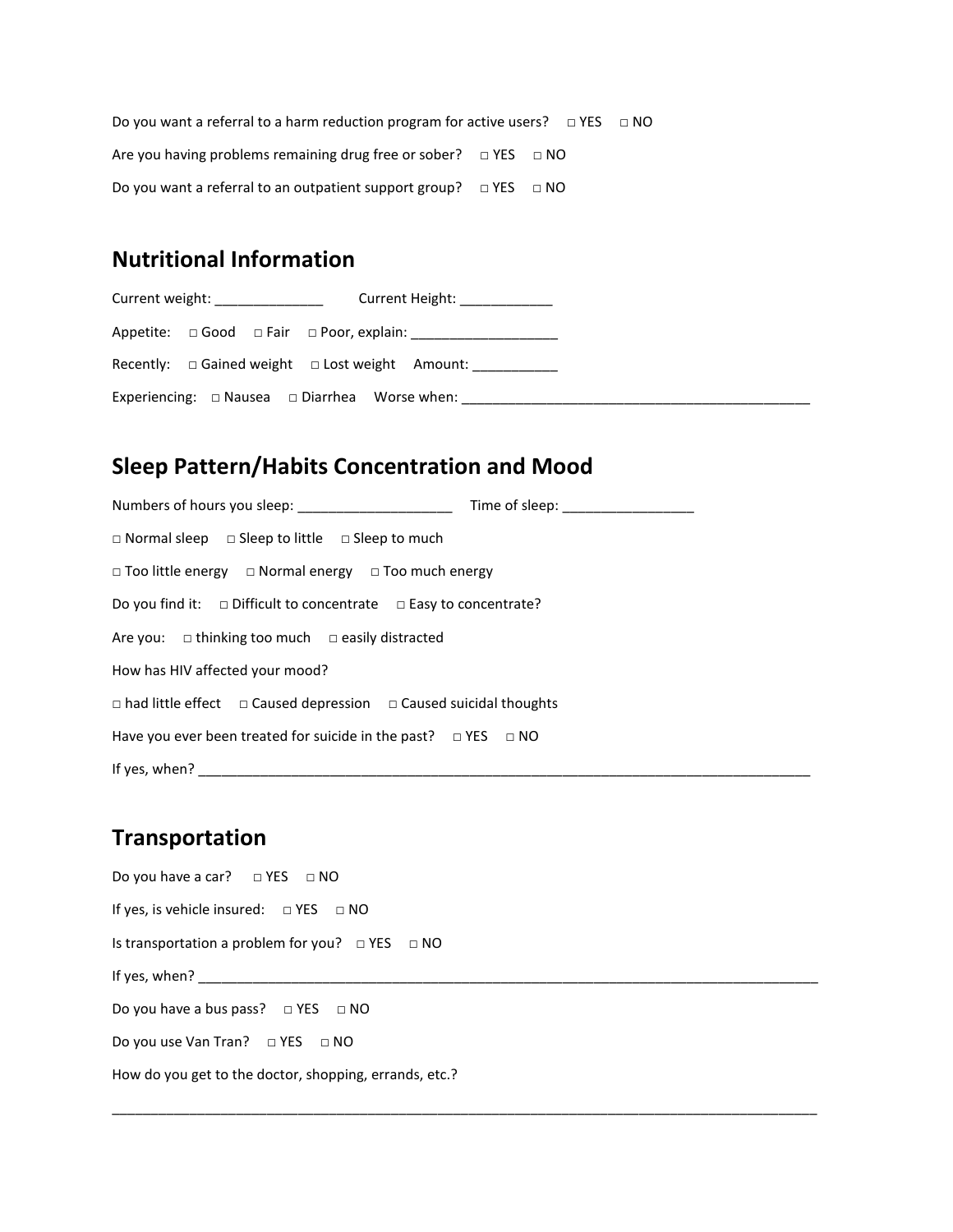Do you want a referral to a harm reduction program for active users? □ YES □ NO

Are you having problems remaining drug free or sober? □ YES □ NO

Do you want a referral to an outpatient support group? □ YES □ NO

## Nutritional Information

Current weight: ______________ Current Height: ____________

Appetite: □ Good □ Fair □ Poor, explain: ___________________

Recently: □ Gained weight □ Lost weight Amount: ___________

Experiencing: □ Nausea □ Diarrhea Worse when: ______________________________________________

## Sleep Pattern/Habits Concentration and Mood

Numbers of hours you sleep: ____________________ Time of sleep: _________________

□ Normal sleep □ Sleep to little □ Sleep to much

□ Too little energy □ Normal energy □ Too much energy

Do you find it: □ Difficult to concentrate □ Easy to concentrate?

Are you: □ thinking too much □ easily distracted

How has HIV affected your mood?

□ had little effect □ Caused depression □ Caused suicidal thoughts

Have you ever been treated for suicide in the past? □ YES □ NO

If yes, when? ____________________________________________________________________________________

## Transportation

Do you have a car? □ YES □ NO

If yes, is vehicle insured: □ YES □ NO

Is transportation a problem for you? □ YES □ NO

If yes, when? ____________________________________________________________________________________

Do you have a bus pass? □ YES □ NO

Do you use Van Tran? □ YES □ NO

How do you get to the doctor, shopping, errands, etc.?

_______________________________________________________________________________________________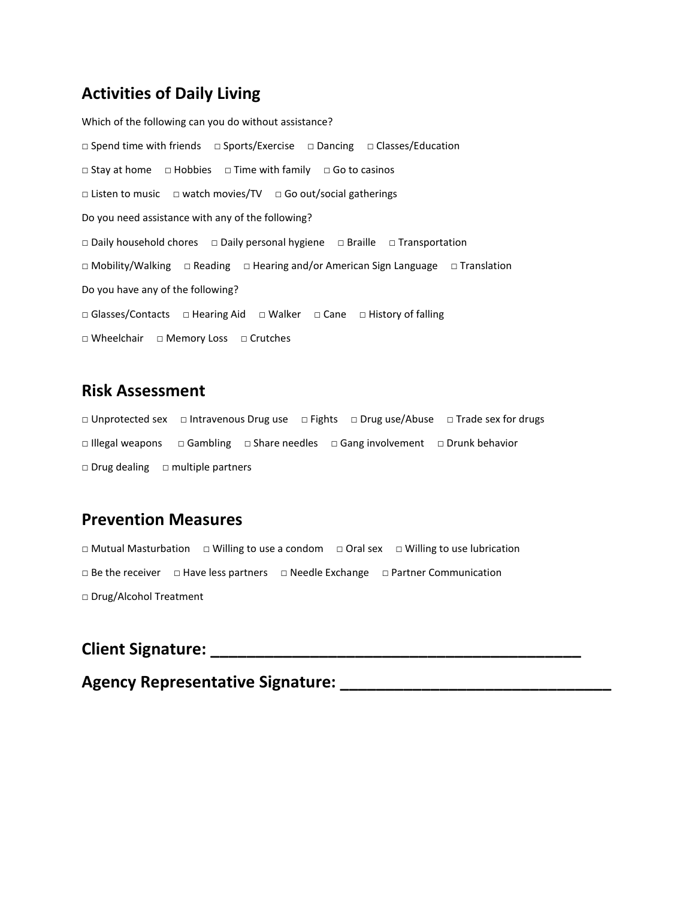## Activities of Daily Living

Which of the following can you do without assistance?

□ Spend time with friends □ Sports/Exercise □ Dancing □ Classes/Education

□ Stay at home □ Hobbies □ Time with family □ Go to casinos

□ Listen to music □ watch movies/TV □ Go out/social gatherings

Do you need assistance with any of the following?

□ Daily household chores □ Daily personal hygiene □ Braille □ Transportation

□ Mobility/Walking □ Reading □ Hearing and/or American Sign Language □ Translation

Do you have any of the following?

□ Glasses/Contacts □ Hearing Aid □ Walker □ Cane □ History of falling

□ Wheelchair □ Memory Loss □ Crutches

## Risk Assessment

□ Unprotected sex □ Intravenous Drug use □ Fights □ Drug use/Abuse □ Trade sex for drugs

□ Illegal weapons □ Gambling □ Share needles □ Gang involvement □ Drunk behavior

□ Drug dealing □ multiple partners

## Prevention Measures

□ Mutual Masturbation □ Willing to use a condom □ Oral sex □ Willing to use lubrication

□ Be the receiver □ Have less partners □ Needle Exchange □ Partner Communication

□ Drug/Alcohol Treatment

**Client Signature: ___________________________________________**

**Agency Representative Signature: ______________________________**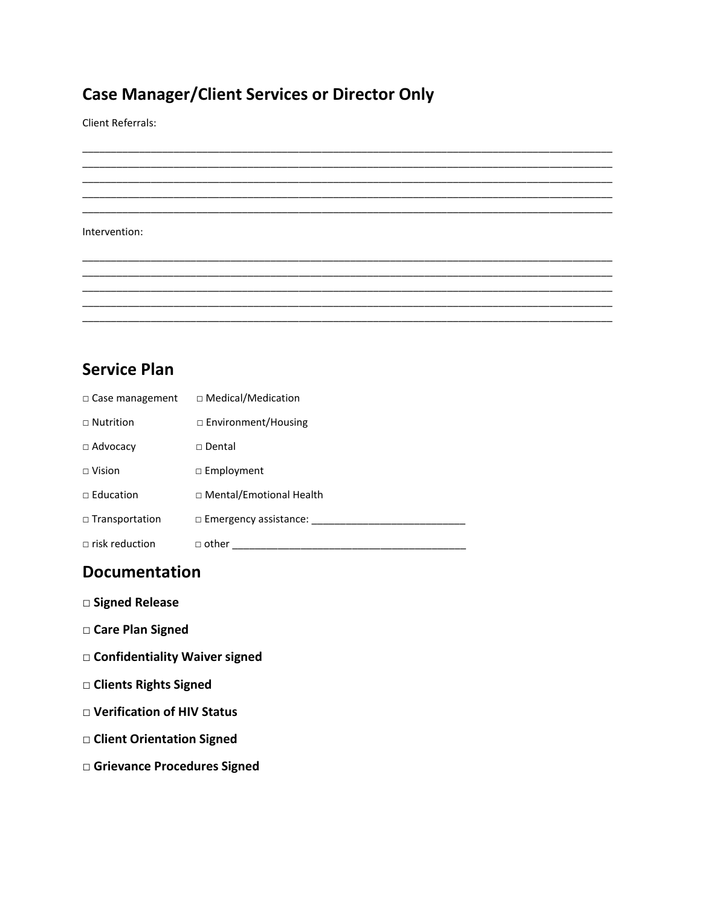## Case Manager/Client Services or Director Only

Client Referrals:

_______________________________________________________________________________________
_______________________________________________________________________________________
_______________________________________________________________________________________
_______________________________________________________________________________________
_______________________________________________________________________________________

Intervention:

_______________________________________________________________________________________
_______________________________________________________________________________________
_______________________________________________________________________________________
_______________________________________________________________________________________
_______________________________________________________________________________________

## Service Plan

| | |
|---|---|
| □ Case management | □ Medical/Medication |
| □ Nutrition | □ Environment/Housing |
| □ Advocacy | □ Dental |
| □ Vision | □ Employment |
| □ Education | □ Mental/Emotional Health |
| □ Transportation | □ Emergency assistance: ___________________________ |
| □ risk reduction | □ other _________________________________________ |

## Documentation

**□ Signed Release**

**□ Care Plan Signed**

**□ Confidentiality Waiver signed**

**□ Clients Rights Signed**

**□ Verification of HIV Status**

**□ Client Orientation Signed**

**□ Grievance Procedures Signed**